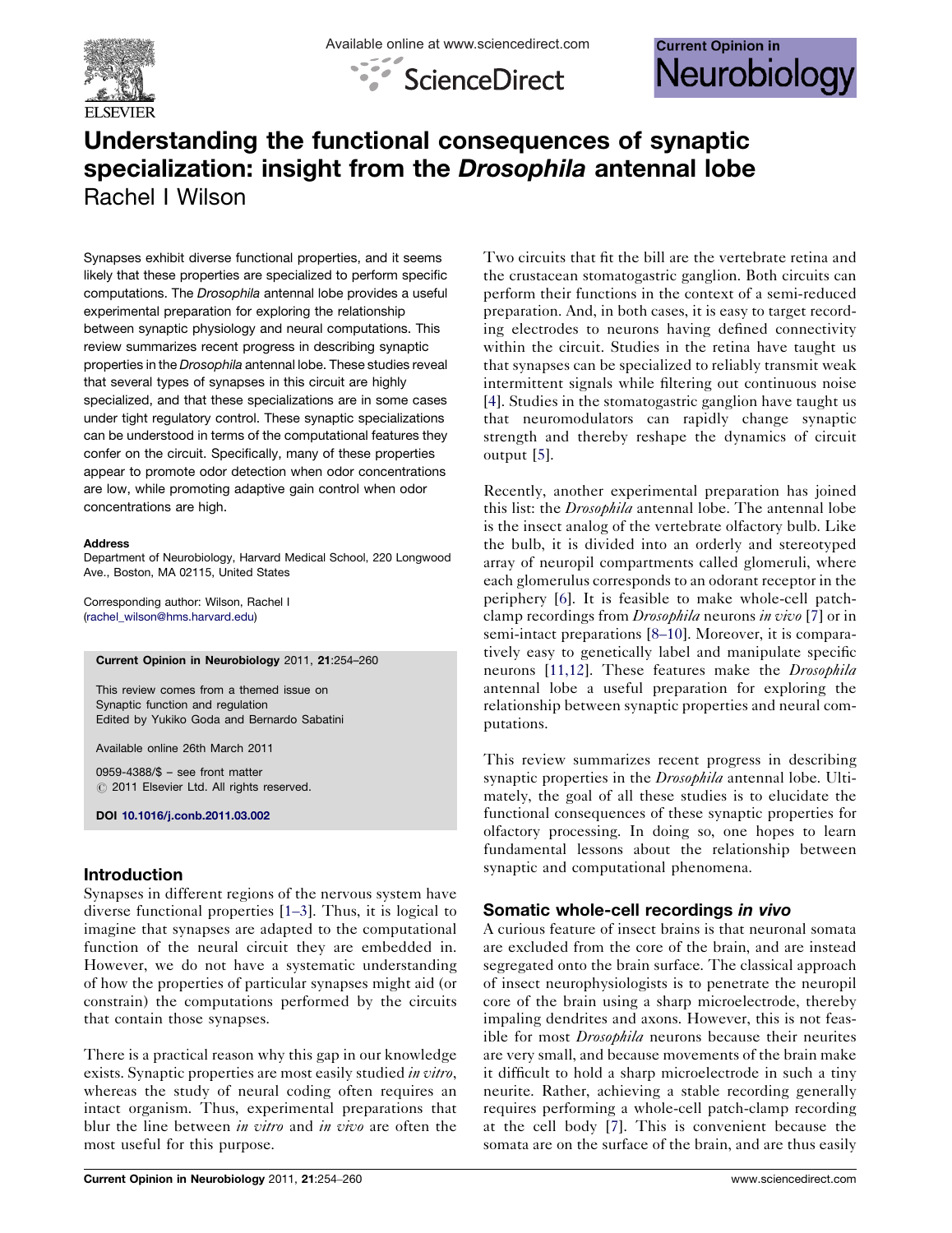# Understanding the functional consequences of synaptic specialization: insight from the *Drosophila* antennal lobe

Rachel I Wilson

Synapses exhibit diverse functional properties, and it seems likely that these properties are specialized to perform specific computations. The *Drosophila* antennal lobe provides a useful experimental preparation for exploring the relationship between synaptic physiology and neural computations. This review summarizes recent progress in describing synaptic properties in the *Drosophila* antennal lobe. These studies reveal that several types of synapses in this circuit are highly specialized, and that these specializations are in some cases under tight regulatory control. These synaptic specializations can be understood in terms of the computational features they confer on the circuit. Specifically, many of these properties appear to promote odor detection when odor concentrations are low, while promoting adaptive gain control when odor concentrations are high.

**Address**

Department of Neurobiology, Harvard Medical School, 220 Longwood Ave., Boston, MA 02115, United States

Corresponding author: Wilson, Rachel I (rachel_wilson@hms.harvard.edu)

**Current Opinion in Neurobiology** 2011, **21**:254–260

This review comes from a themed issue on Synaptic function and regulation
Edited by Yukiko Goda and Bernardo Sabatini

Available online 26th March 2011

0959-4388/$ – see front matter
© 2011 Elsevier Ltd. All rights reserved.

**DOI** 10.1016/j.conb.2011.03.002

## Introduction

Synapses in different regions of the nervous system have diverse functional properties [1–3]. Thus, it is logical to imagine that synapses are adapted to the computational function of the neural circuit they are embedded in. However, we do not have a systematic understanding of how the properties of particular synapses might aid (or constrain) the computations performed by the circuits that contain those synapses.

There is a practical reason why this gap in our knowledge exists. Synaptic properties are most easily studied *in vitro*, whereas the study of neural coding often requires an intact organism. Thus, experimental preparations that blur the line between *in vitro* and *in vivo* are often the most useful for this purpose.

Two circuits that fit the bill are the vertebrate retina and the crustacean stomatogastric ganglion. Both circuits can perform their functions in the context of a semi-reduced preparation. And, in both cases, it is easy to target recording electrodes to neurons having defined connectivity within the circuit. Studies in the retina have taught us that synapses can be specialized to reliably transmit weak intermittent signals while filtering out continuous noise [4]. Studies in the stomatogastric ganglion have taught us that neuromodulators can rapidly change synaptic strength and thereby reshape the dynamics of circuit output [5].

Recently, another experimental preparation has joined this list: the *Drosophila* antennal lobe. The antennal lobe is the insect analog of the vertebrate olfactory bulb. Like the bulb, it is divided into an orderly and stereotyped array of neuropil compartments called glomeruli, where each glomerulus corresponds to an odorant receptor in the periphery [6]. It is feasible to make whole-cell patch-clamp recordings from *Drosophila* neurons *in vivo* [7] or in semi-intact preparations [8–10]. Moreover, it is comparatively easy to genetically label and manipulate specific neurons [11,12]. These features make the *Drosophila* antennal lobe a useful preparation for exploring the relationship between synaptic properties and neural computations.

This review summarizes recent progress in describing synaptic properties in the *Drosophila* antennal lobe. Ultimately, the goal of all these studies is to elucidate the functional consequences of these synaptic properties for olfactory processing. In doing so, one hopes to learn fundamental lessons about the relationship between synaptic and computational phenomena.

## Somatic whole-cell recordings *in vivo*

A curious feature of insect brains is that neuronal somata are excluded from the core of the brain, and are instead segregated onto the brain surface. The classical approach of insect neurophysiologists is to penetrate the neuropil core of the brain using a sharp microelectrode, thereby impaling dendrites and axons. However, this is not feasible for most *Drosophila* neurons because their neurites are very small, and because movements of the brain make it difficult to hold a sharp microelectrode in such a tiny neurite. Rather, achieving a stable recording generally requires performing a whole-cell patch-clamp recording at the cell body [7]. This is convenient because the somata are on the surface of the brain, and are thus easily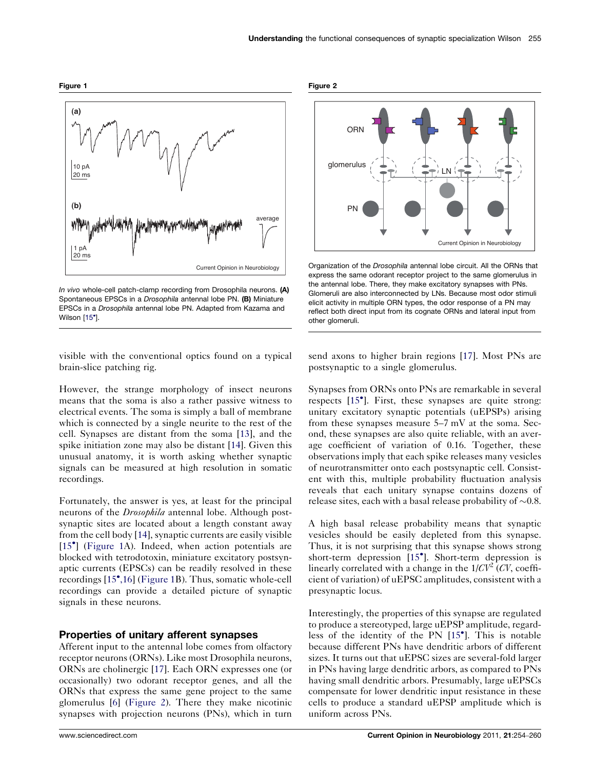**Figure 1**

*In vivo* whole-cell patch-clamp recording from Drosophila neurons. **(A)** Spontaneous EPSCs in a *Drosophila* antennal lobe PN. **(B)** Miniature EPSCs in a *Drosophila* antennal lobe PN. Adapted from Kazama and Wilson [15•].

**Figure 2**

Organization of the *Drosophila* antennal lobe circuit. All the ORNs that express the same odorant receptor project to the same glomerulus in the antennal lobe. There, they make excitatory synapses with PNs. Glomeruli are also interconnected by LNs. Because most odor stimuli elicit activity in multiple ORN types, the odor response of a PN may reflect both direct input from its cognate ORNs and lateral input from other glomeruli.

visible with the conventional optics found on a typical brain-slice patching rig.

However, the strange morphology of insect neurons means that the soma is also a rather passive witness to electrical events. The soma is simply a ball of membrane which is connected by a single neurite to the rest of the cell. Synapses are distant from the soma [13], and the spike initiation zone may also be distant [14]. Given this unusual anatomy, it is worth asking whether synaptic signals can be measured at high resolution in somatic recordings.

Fortunately, the answer is yes, at least for the principal neurons of the *Drosophila* antennal lobe. Although postsynaptic sites are located about a length constant away from the cell body [14], synaptic currents are easily visible [15•] (Figure 1A). Indeed, when action potentials are blocked with tetrodotoxin, miniature excitatory postsynaptic currents (EPSCs) can be readily resolved in these recordings [15•,16] (Figure 1B). Thus, somatic whole-cell recordings can provide a detailed picture of synaptic signals in these neurons.

## Properties of unitary afferent synapses

Afferent input to the antennal lobe comes from olfactory receptor neurons (ORNs). Like most Drosophila neurons, ORNs are cholinergic [17]. Each ORN expresses one (or occasionally) two odorant receptor genes, and all the ORNs that express the same gene project to the same glomerulus [6] (Figure 2). There they make nicotinic synapses with projection neurons (PNs), which in turn send axons to higher brain regions [17]. Most PNs are postsynaptic to a single glomerulus.

Synapses from ORNs onto PNs are remarkable in several respects [15•]. First, these synapses are quite strong: unitary excitatory synaptic potentials (uEPSPs) arising from these synapses measure 5–7 mV at the soma. Second, these synapses are also quite reliable, with an average coefficient of variation of 0.16. Together, these observations imply that each spike releases many vesicles of neurotransmitter onto each postsynaptic cell. Consistent with this, multiple probability fluctuation analysis reveals that each unitary synapse contains dozens of release sites, each with a basal release probability of ~0.8.

A high basal release probability means that synaptic vesicles should be easily depleted from this synapse. Thus, it is not surprising that this synapse shows strong short-term depression [15•]. Short-term depression is linearly correlated with a change in the $1/CV^2$ ($CV$, coefficient of variation) of uEPSC amplitudes, consistent with a presynaptic locus.

Interestingly, the properties of this synapse are regulated to produce a stereotyped, large uEPSP amplitude, regardless of the identity of the PN [15•]. This is notable because different PNs have dendritic arbors of different sizes. It turns out that uEPSC sizes are several-fold larger in PNs having large dendritic arbors, as compared to PNs having small dendritic arbors. Presumably, large uEPSCs compensate for lower dendritic input resistance in these cells to produce a standard uEPSP amplitude which is uniform across PNs.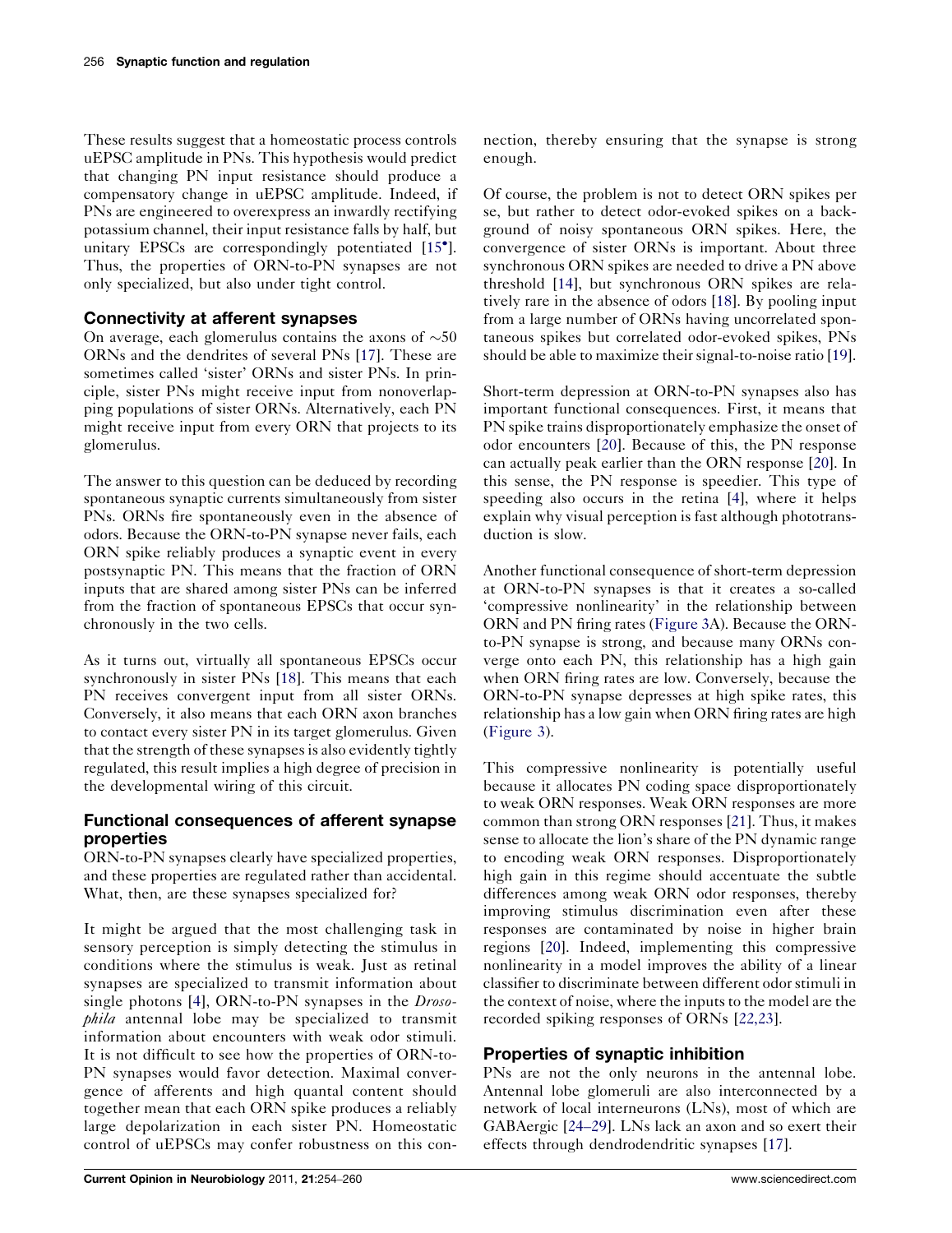These results suggest that a homeostatic process controls uEPSC amplitude in PNs. This hypothesis would predict that changing PN input resistance should produce a compensatory change in uEPSC amplitude. Indeed, if PNs are engineered to overexpress an inwardly rectifying potassium channel, their input resistance falls by half, but unitary EPSCs are correspondingly potentiated [15•]. Thus, the properties of ORN-to-PN synapses are not only specialized, but also under tight control.

## Connectivity at afferent synapses

On average, each glomerulus contains the axons of ~50 ORNs and the dendrites of several PNs [17]. These are sometimes called 'sister' ORNs and sister PNs. In principle, sister PNs might receive input from nonoverlapping populations of sister ORNs. Alternatively, each PN might receive input from every ORN that projects to its glomerulus.

The answer to this question can be deduced by recording spontaneous synaptic currents simultaneously from sister PNs. ORNs fire spontaneously even in the absence of odors. Because the ORN-to-PN synapse never fails, each ORN spike reliably produces a synaptic event in every postsynaptic PN. This means that the fraction of ORN inputs that are shared among sister PNs can be inferred from the fraction of spontaneous EPSCs that occur synchronously in the two cells.

As it turns out, virtually all spontaneous EPSCs occur synchronously in sister PNs [18]. This means that each PN receives convergent input from all sister ORNs. Conversely, it also means that each ORN axon branches to contact every sister PN in its target glomerulus. Given that the strength of these synapses is also evidently tightly regulated, this result implies a high degree of precision in the developmental wiring of this circuit.

## Functional consequences of afferent synapse properties

ORN-to-PN synapses clearly have specialized properties, and these properties are regulated rather than accidental. What, then, are these synapses specialized for?

It might be argued that the most challenging task in sensory perception is simply detecting the stimulus in conditions where the stimulus is weak. Just as retinal synapses are specialized to transmit information about single photons [4], ORN-to-PN synapses in the *Drosophila* antennal lobe may be specialized to transmit information about encounters with weak odor stimuli. It is not difficult to see how the properties of ORN-to-PN synapses would favor detection. Maximal convergence of afferents and high quantal content should together mean that each ORN spike produces a reliably large depolarization in each sister PN. Homeostatic control of uEPSCs may confer robustness on this connection, thereby ensuring that the synapse is strong enough.

Of course, the problem is not to detect ORN spikes per se, but rather to detect odor-evoked spikes on a background of noisy spontaneous ORN spikes. Here, the convergence of sister ORNs is important. About three synchronous ORN spikes are needed to drive a PN above threshold [14], but synchronous ORN spikes are relatively rare in the absence of odors [18]. By pooling input from a large number of ORNs having uncorrelated spontaneous spikes but correlated odor-evoked spikes, PNs should be able to maximize their signal-to-noise ratio [19].

Short-term depression at ORN-to-PN synapses also has important functional consequences. First, it means that PN spike trains disproportionately emphasize the onset of odor encounters [20]. Because of this, the PN response can actually peak earlier than the ORN response [20]. In this sense, the PN response is speedier. This type of speeding also occurs in the retina [4], where it helps explain why visual perception is fast although phototransduction is slow.

Another functional consequence of short-term depression at ORN-to-PN synapses is that it creates a so-called 'compressive nonlinearity' in the relationship between ORN and PN firing rates (Figure 3A). Because the ORN-to-PN synapse is strong, and because many ORNs converge onto each PN, this relationship has a high gain when ORN firing rates are low. Conversely, because the ORN-to-PN synapse depresses at high spike rates, this relationship has a low gain when ORN firing rates are high (Figure 3).

This compressive nonlinearity is potentially useful because it allocates PN coding space disproportionately to weak ORN responses. Weak ORN responses are more common than strong ORN responses [21]. Thus, it makes sense to allocate the lion's share of the PN dynamic range to encoding weak ORN responses. Disproportionately high gain in this regime should accentuate the subtle differences among weak ORN odor responses, thereby improving stimulus discrimination even after these responses are contaminated by noise in higher brain regions [20]. Indeed, implementing this compressive nonlinearity in a model improves the ability of a linear classifier to discriminate between different odor stimuli in the context of noise, where the inputs to the model are the recorded spiking responses of ORNs [22,23].

## Properties of synaptic inhibition

PNs are not the only neurons in the antennal lobe. Antennal lobe glomeruli are also interconnected by a network of local interneurons (LNs), most of which are GABAergic [24–29]. LNs lack an axon and so exert their effects through dendrodendritic synapses [17].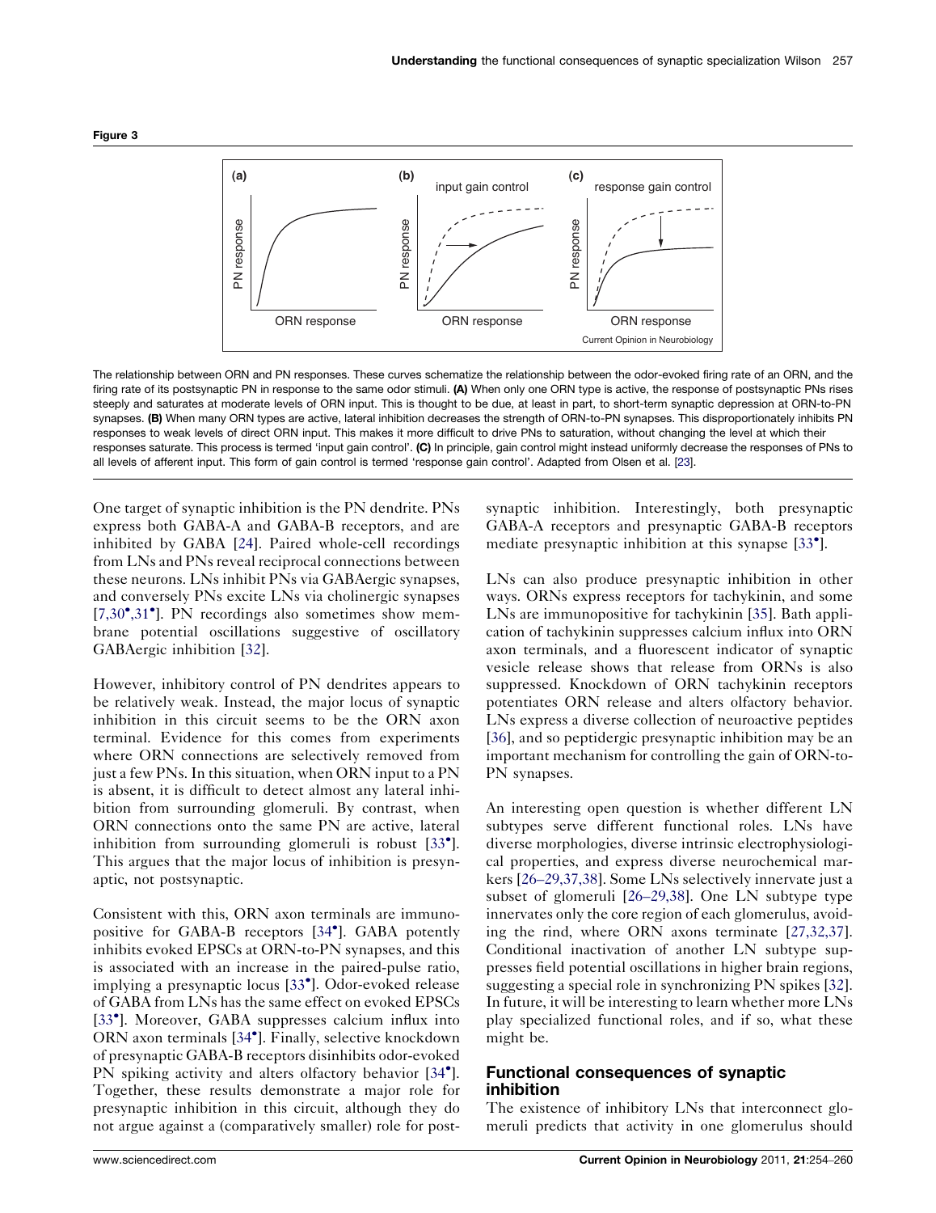**Figure 3**

The relationship between ORN and PN responses. These curves schematize the relationship between the odor-evoked firing rate of an ORN, and the firing rate of its postsynaptic PN in response to the same odor stimuli. **(A)** When only one ORN type is active, the response of postsynaptic PNs rises steeply and saturates at moderate levels of ORN input. This is thought to be due, at least in part, to short-term synaptic depression at ORN-to-PN synapses. **(B)** When many ORN types are active, lateral inhibition decreases the strength of ORN-to-PN synapses. This disproportionately inhibits PN responses to weak levels of direct ORN input. This makes it more difficult to drive PNs to saturation, without changing the level at which their responses saturate. This process is termed 'input gain control'. **(C)** In principle, gain control might instead uniformly decrease the responses of PNs to all levels of afferent input. This form of gain control is termed 'response gain control'. Adapted from Olsen et al. [23].

One target of synaptic inhibition is the PN dendrite. PNs express both GABA-A and GABA-B receptors, and are inhibited by GABA [24]. Paired whole-cell recordings from LNs and PNs reveal reciprocal connections between these neurons. LNs inhibit PNs via GABAergic synapses, and conversely PNs excite LNs via cholinergic synapses [7,30•,31•]. PN recordings also sometimes show membrane potential oscillations suggestive of oscillatory GABAergic inhibition [32].

However, inhibitory control of PN dendrites appears to be relatively weak. Instead, the major locus of synaptic inhibition in this circuit seems to be the ORN axon terminal. Evidence for this comes from experiments where ORN connections are selectively removed from just a few PNs. In this situation, when ORN input to a PN is absent, it is difficult to detect almost any lateral inhibition from surrounding glomeruli. By contrast, when ORN connections onto the same PN are active, lateral inhibition from surrounding glomeruli is robust [33•]. This argues that the major locus of inhibition is presynaptic, not postsynaptic.

Consistent with this, ORN axon terminals are immunopositive for GABA-B receptors [34•]. GABA potently inhibits evoked EPSCs at ORN-to-PN synapses, and this is associated with an increase in the paired-pulse ratio, implying a presynaptic locus [33•]. Odor-evoked release of GABA from LNs has the same effect on evoked EPSCs [33•]. Moreover, GABA suppresses calcium influx into ORN axon terminals [34•]. Finally, selective knockdown of presynaptic GABA-B receptors disinhibits odor-evoked PN spiking activity and alters olfactory behavior [34•]. Together, these results demonstrate a major role for presynaptic inhibition in this circuit, although they do not argue against a (comparatively smaller) role for postsynaptic inhibition. Interestingly, both presynaptic GABA-A receptors and presynaptic GABA-B receptors mediate presynaptic inhibition at this synapse [33•].

LNs can also produce presynaptic inhibition in other ways. ORNs express receptors for tachykinin, and some LNs are immunopositive for tachykinin [35]. Bath application of tachykinin suppresses calcium influx into ORN axon terminals, and a fluorescent indicator of synaptic vesicle release shows that release from ORNs is also suppressed. Knockdown of ORN tachykinin receptors potentiates ORN release and alters olfactory behavior. LNs express a diverse collection of neuroactive peptides [36], and so peptidergic presynaptic inhibition may be an important mechanism for controlling the gain of ORN-to-PN synapses.

An interesting open question is whether different LN subtypes serve different functional roles. LNs have diverse morphologies, diverse intrinsic electrophysiological properties, and express diverse neurochemical markers [26–29,37,38]. Some LNs selectively innervate just a subset of glomeruli [26–29,38]. One LN subtype type innervates only the core region of each glomerulus, avoiding the rind, where ORN axons terminate [27,32,37]. Conditional inactivation of another LN subtype suppresses field potential oscillations in higher brain regions, suggesting a special role in synchronizing PN spikes [32]. In future, it will be interesting to learn whether more LNs play specialized functional roles, and if so, what these might be.

## Functional consequences of synaptic inhibition

The existence of inhibitory LNs that interconnect glomeruli predicts that activity in one glomerulus should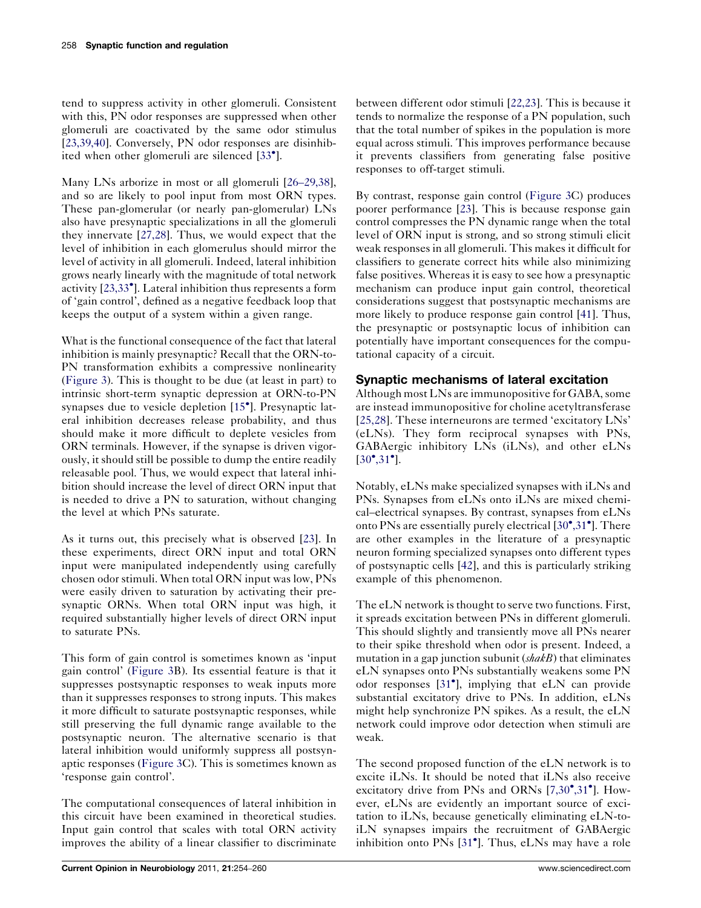tend to suppress activity in other glomeruli. Consistent with this, PN odor responses are suppressed when other glomeruli are coactivated by the same odor stimulus [23,39,40]. Conversely, PN odor responses are disinhibited when other glomeruli are silenced [33•].

Many LNs arborize in most or all glomeruli [26–29,38], and so are likely to pool input from most ORN types. These pan-glomerular (or nearly pan-glomerular) LNs also have presynaptic specializations in all the glomeruli they innervate [27,28]. Thus, we would expect that the level of inhibition in each glomerulus should mirror the level of activity in all glomeruli. Indeed, lateral inhibition grows nearly linearly with the magnitude of total network activity [23,33•]. Lateral inhibition thus represents a form of 'gain control', defined as a negative feedback loop that keeps the output of a system within a given range.

What is the functional consequence of the fact that lateral inhibition is mainly presynaptic? Recall that the ORN-to-PN transformation exhibits a compressive nonlinearity (Figure 3). This is thought to be due (at least in part) to intrinsic short-term synaptic depression at ORN-to-PN synapses due to vesicle depletion [15•]. Presynaptic lateral inhibition decreases release probability, and thus should make it more difficult to deplete vesicles from ORN terminals. However, if the synapse is driven vigorously, it should still be possible to dump the entire readily releasable pool. Thus, we would expect that lateral inhibition should increase the level of direct ORN input that is needed to drive a PN to saturation, without changing the level at which PNs saturate.

As it turns out, this precisely what is observed [23]. In these experiments, direct ORN input and total ORN input were manipulated independently using carefully chosen odor stimuli. When total ORN input was low, PNs were easily driven to saturation by activating their presynaptic ORNs. When total ORN input was high, it required substantially higher levels of direct ORN input to saturate PNs.

This form of gain control is sometimes known as 'input gain control' (Figure 3B). Its essential feature is that it suppresses postsynaptic responses to weak inputs more than it suppresses responses to strong inputs. This makes it more difficult to saturate postsynaptic responses, while still preserving the full dynamic range available to the postsynaptic neuron. The alternative scenario is that lateral inhibition would uniformly suppress all postsynaptic responses (Figure 3C). This is sometimes known as 'response gain control'.

The computational consequences of lateral inhibition in this circuit have been examined in theoretical studies. Input gain control that scales with total ORN activity improves the ability of a linear classifier to discriminate between different odor stimuli [22,23]. This is because it tends to normalize the response of a PN population, such that the total number of spikes in the population is more equal across stimuli. This improves performance because it prevents classifiers from generating false positive responses to off-target stimuli.

By contrast, response gain control (Figure 3C) produces poorer performance [23]. This is because response gain control compresses the PN dynamic range when the total level of ORN input is strong, and so strong stimuli elicit weak responses in all glomeruli. This makes it difficult for classifiers to generate correct hits while also minimizing false positives. Whereas it is easy to see how a presynaptic mechanism can produce input gain control, theoretical considerations suggest that postsynaptic mechanisms are more likely to produce response gain control [41]. Thus, the presynaptic or postsynaptic locus of inhibition can potentially have important consequences for the computational capacity of a circuit.

## Synaptic mechanisms of lateral excitation

Although most LNs are immunopositive for GABA, some are instead immunopositive for choline acetyltransferase [25,28]. These interneurons are termed 'excitatory LNs' (eLNs). They form reciprocal synapses with PNs, GABAergic inhibitory LNs (iLNs), and other eLNs [30•,31•].

Notably, eLNs make specialized synapses with iLNs and PNs. Synapses from eLNs onto iLNs are mixed chemical–electrical synapses. By contrast, synapses from eLNs onto PNs are essentially purely electrical [30•,31•]. There are other examples in the literature of a presynaptic neuron forming specialized synapses onto different types of postsynaptic cells [42], and this is particularly striking example of this phenomenon.

The eLN network is thought to serve two functions. First, it spreads excitation between PNs in different glomeruli. This should slightly and transiently move all PNs nearer to their spike threshold when odor is present. Indeed, a mutation in a gap junction subunit (*shakB*) that eliminates eLN synapses onto PNs substantially weakens some PN odor responses [31•], implying that eLN can provide substantial excitatory drive to PNs. In addition, eLNs might help synchronize PN spikes. As a result, the eLN network could improve odor detection when stimuli are weak.

The second proposed function of the eLN network is to excite iLNs. It should be noted that iLNs also receive excitatory drive from PNs and ORNs [7,30•,31•]. However, eLNs are evidently an important source of excitation to iLNs, because genetically eliminating eLN-to-iLN synapses impairs the recruitment of GABAergic inhibition onto PNs [31•]. Thus, eLNs may have a role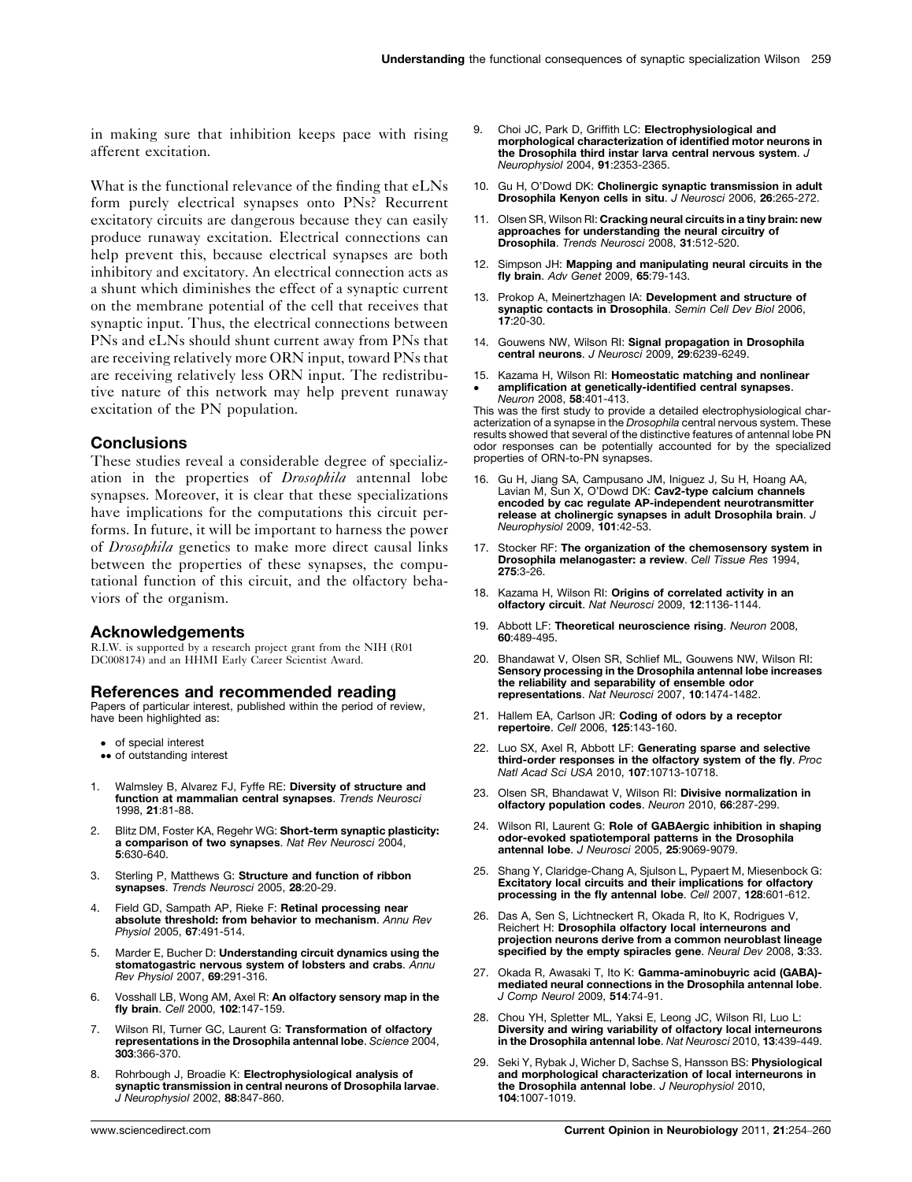in making sure that inhibition keeps pace with rising afferent excitation.

What is the functional relevance of the finding that eLNs form purely electrical synapses onto PNs? Recurrent excitatory circuits are dangerous because they can easily produce runaway excitation. Electrical connections can help prevent this, because electrical synapses are both inhibitory and excitatory. An electrical connection acts as a shunt which diminishes the effect of a synaptic current on the membrane potential of the cell that receives that synaptic input. Thus, the electrical connections between PNs and eLNs should shunt current away from PNs that are receiving relatively more ORN input, toward PNs that are receiving relatively less ORN input. The redistributive nature of this network may help prevent runaway excitation of the PN population.

## Conclusions

These studies reveal a considerable degree of specialization in the properties of *Drosophila* antennal lobe synapses. Moreover, it is clear that these specializations have implications for the computations this circuit performs. In future, it will be important to harness the power of *Drosophila* genetics to make more direct causal links between the properties of these synapses, the computational function of this circuit, and the olfactory behaviors of the organism.

## Acknowledgements

R.I.W. is supported by a research project grant from the NIH (R01 DC008174) and an HHMI Early Career Scientist Award.

## References and recommended reading

Papers of particular interest, published within the period of review, have been highlighted as:

- • of special interest
- •• of outstanding interest

1. Walmsley B, Alvarez FJ, Fyffe RE: **Diversity of structure and function at mammalian central synapses**. *Trends Neurosci* 1998, **21**:81-88.

2. Blitz DM, Foster KA, Regehr WG: **Short-term synaptic plasticity: a comparison of two synapses**. *Nat Rev Neurosci* 2004, **5**:630-640.

3. Sterling P, Matthews G: **Structure and function of ribbon synapses**. *Trends Neurosci* 2005, **28**:20-29.

4. Field GD, Sampath AP, Rieke F: **Retinal processing near absolute threshold: from behavior to mechanism**. *Annu Rev Physiol* 2005, **67**:491-514.

5. Marder E, Bucher D: **Understanding circuit dynamics using the stomatogastric nervous system of lobsters and crabs**. *Annu Rev Physiol* 2007, **69**:291-316.

6. Vosshall LB, Wong AM, Axel R: **An olfactory sensory map in the fly brain**. *Cell* 2000, **102**:147-159.

7. Wilson RI, Turner GC, Laurent G: **Transformation of olfactory representations in the Drosophila antennal lobe**. *Science* 2004, **303**:366-370.

8. Rohrbough J, Broadie K: **Electrophysiological analysis of synaptic transmission in central neurons of Drosophila larvae**. *J Neurophysiol* 2002, **88**:847-860.

9. Choi JC, Park D, Griffith LC: **Electrophysiological and morphological characterization of identified motor neurons in the Drosophila third instar larva central nervous system**. *J Neurophysiol* 2004, **91**:2353-2365.

10. Gu H, O'Dowd DK: **Cholinergic synaptic transmission in adult Drosophila Kenyon cells in situ**. *J Neurosci* 2006, **26**:265-272.

11. Olsen SR, Wilson RI: **Cracking neural circuits in a tiny brain: new approaches for understanding the neural circuitry of Drosophila**. *Trends Neurosci* 2008, **31**:512-520.

12. Simpson JH: **Mapping and manipulating neural circuits in the fly brain**. *Adv Genet* 2009, **65**:79-143.

13. Prokop A, Meinertzhagen IA: **Development and structure of synaptic contacts in Drosophila**. *Semin Cell Dev Biol* 2006, **17**:20-30.

14. Gouwens NW, Wilson RI: **Signal propagation in Drosophila central neurons**. *J Neurosci* 2009, **29**:6239-6249.

15. • Kazama H, Wilson RI: **Homeostatic matching and nonlinear amplification at genetically-identified central synapses**. *Neuron* 2008, **58**:401-413.
This was the first study to provide a detailed electrophysiological characterization of a synapse in the *Drosophila* central nervous system. These results showed that several of the distinctive features of antennal lobe PN odor responses can be potentially accounted for by the specialized properties of ORN-to-PN synapses.

16. Gu H, Jiang SA, Campusano JM, Iniguez J, Su H, Hoang AA, Lavian M, Sun X, O'Dowd DK: **Cav2-type calcium channels encoded by cac regulate AP-independent neurotransmitter release at cholinergic synapses in adult Drosophila brain**. *J Neurophysiol* 2009, **101**:42-53.

17. Stocker RF: **The organization of the chemosensory system in Drosophila melanogaster: a review**. *Cell Tissue Res* 1994, **275**:3-26.

18. Kazama H, Wilson RI: **Origins of correlated activity in an olfactory circuit**. *Nat Neurosci* 2009, **12**:1136-1144.

19. Abbott LF: **Theoretical neuroscience rising**. *Neuron* 2008, **60**:489-495.

20. Bhandawat V, Olsen SR, Schlief ML, Gouwens NW, Wilson RI: **Sensory processing in the Drosophila antennal lobe increases the reliability and separability of ensemble odor representations**. *Nat Neurosci* 2007, **10**:1474-1482.

21. Hallem EA, Carlson JR: **Coding of odors by a receptor repertoire**. *Cell* 2006, **125**:143-160.

22. Luo SX, Axel R, Abbott LF: **Generating sparse and selective third-order responses in the olfactory system of the fly**. *Proc Natl Acad Sci USA* 2010, **107**:10713-10718.

23. Olsen SR, Bhandawat V, Wilson RI: **Divisive normalization in olfactory population codes**. *Neuron* 2010, **66**:287-299.

24. Wilson RI, Laurent G: **Role of GABAergic inhibition in shaping odor-evoked spatiotemporal patterns in the Drosophila antennal lobe**. *J Neurosci* 2005, **25**:9069-9079.

25. Shang Y, Claridge-Chang A, Sjulson L, Pypaert M, Miesenbock G: **Excitatory local circuits and their implications for olfactory processing in the fly antennal lobe**. *Cell* 2007, **128**:601-612.

26. Das A, Sen S, Lichtneckert R, Okada R, Ito K, Rodrigues V, Reichert H: **Drosophila olfactory local interneurons and projection neurons derive from a common neuroblast lineage specified by the empty spiracles gene**. *Neural Dev* 2008, **3**:33.

27. Okada R, Awasaki T, Ito K: **Gamma-aminobuyric acid (GABA)-mediated neural connections in the Drosophila antennal lobe**. *J Comp Neurol* 2009, **514**:74-91.

28. Chou YH, Spletter ML, Yaksi E, Leong JC, Wilson RI, Luo L: **Diversity and wiring variability of olfactory local interneurons in the Drosophila antennal lobe**. *Nat Neurosci* 2010, **13**:439-449.

29. Seki Y, Rybak J, Wicher D, Sachse S, Hansson BS: **Physiological and morphological characterization of local interneurons in the Drosophila antennal lobe**. *J Neurophysiol* 2010, **104**:1007-1019.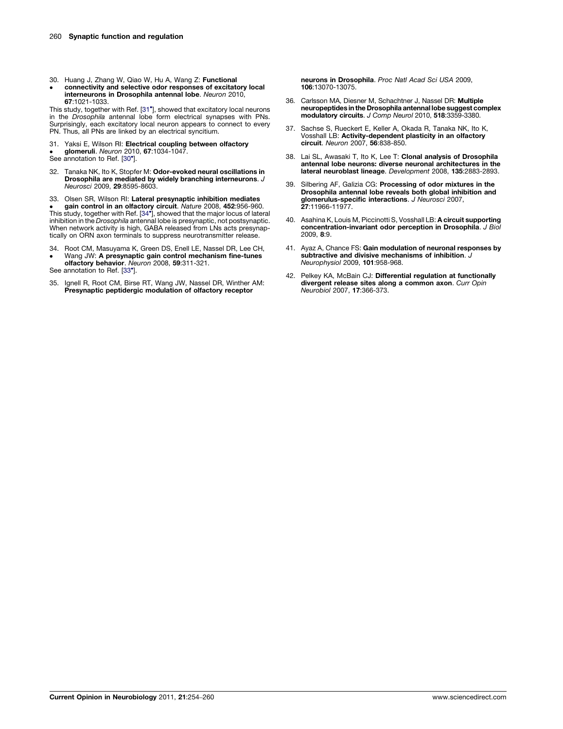30. Huang J, Zhang W, Qiao W, Hu A, Wang Z: **Functional connectivity and selective odor responses of excitatory local interneurons in Drosophila antennal lobe**. *Neuron* 2010, **67**:1021-1033.
• This study, together with Ref. [31•], showed that excitatory local neurons in the *Drosophila* antennal lobe form electrical synapses with PNs. Surprisingly, each excitatory local neuron appears to connect to every PN. Thus, all PNs are linked by an electrical syncitium.

31. Yaksi E, Wilson RI: **Electrical coupling between olfactory glomeruli**. *Neuron* 2010, **67**:1034-1047.
• See annotation to Ref. [30•].

32. Tanaka NK, Ito K, Stopfer M: **Odor-evoked neural oscillations in Drosophila are mediated by widely branching interneurons**. *J Neurosci* 2009, **29**:8595-8603.

33. Olsen SR, Wilson RI: **Lateral presynaptic inhibition mediates gain control in an olfactory circuit**. *Nature* 2008, **452**:956-960.
• This study, together with Ref. [34•], showed that the major locus of lateral inhibition in the *Drosophila* antennal lobe is presynaptic, not postsynaptic. When network activity is high, GABA released from LNs acts presynaptically on ORN axon terminals to suppress neurotransmitter release.

34. Root CM, Masuyama K, Green DS, Enell LE, Nassel DR, Lee CH, Wang JW: **A presynaptic gain control mechanism fine-tunes olfactory behavior**. *Neuron* 2008, **59**:311-321.
• See annotation to Ref. [33•].

35. Ignell R, Root CM, Birse RT, Wang JW, Nassel DR, Winther AM: **Presynaptic peptidergic modulation of olfactory receptor neurons in Drosophila**. *Proc Natl Acad Sci USA* 2009, **106**:13070-13075.

36. Carlsson MA, Diesner M, Schachtner J, Nassel DR: **Multiple neuropeptides in the Drosophila antennal lobe suggest complex modulatory circuits**. *J Comp Neurol* 2010, **518**:3359-3380.

37. Sachse S, Rueckert E, Keller A, Okada R, Tanaka NK, Ito K, Vosshall LB: **Activity-dependent plasticity in an olfactory circuit**. *Neuron* 2007, **56**:838-850.

38. Lai SL, Awasaki T, Ito K, Lee T: **Clonal analysis of Drosophila antennal lobe neurons: diverse neuronal architectures in the lateral neuroblast lineage**. *Development* 2008, **135**:2883-2893.

39. Silbering AF, Galizia CG: **Processing of odor mixtures in the Drosophila antennal lobe reveals both global inhibition and glomerulus-specific interactions**. *J Neurosci* 2007, **27**:11966-11977.

40. Asahina K, Louis M, Piccinotti S, Vosshall LB: **A circuit supporting concentration-invariant odor perception in Drosophila**. *J Biol* 2009, **8**:9.

41. Ayaz A, Chance FS: **Gain modulation of neuronal responses by subtractive and divisive mechanisms of inhibition**. *J Neurophysiol* 2009, **101**:958-968.

42. Pelkey KA, McBain CJ: **Differential regulation at functionally divergent release sites along a common axon**. *Curr Opin Neurobiol* 2007, **17**:366-373.